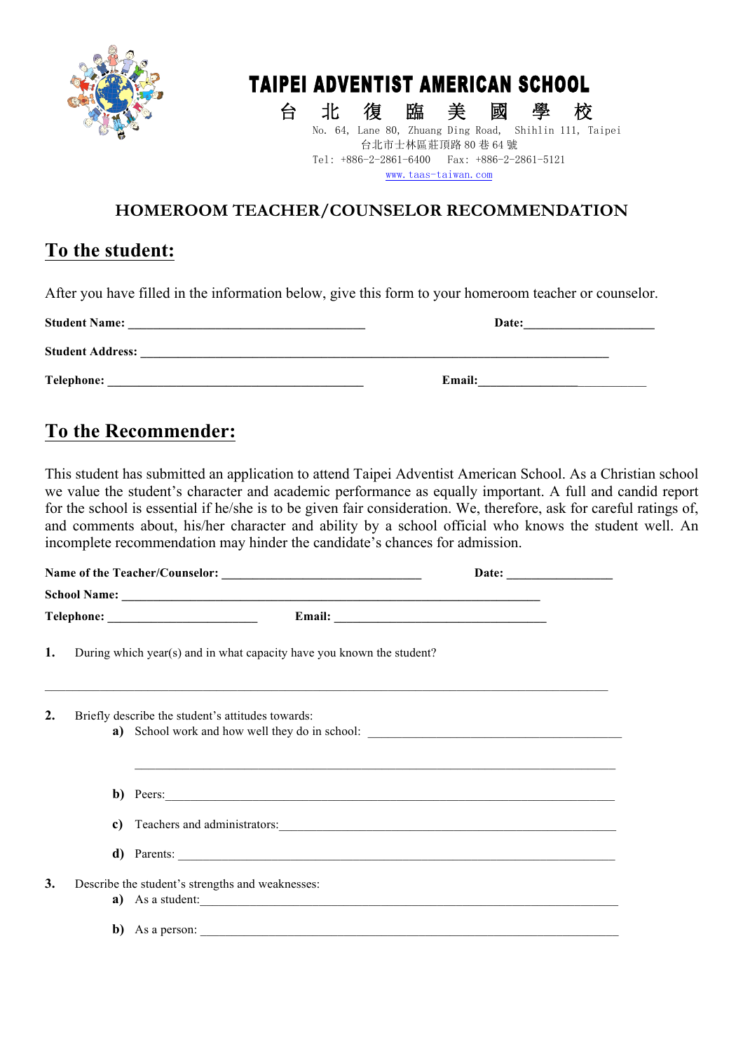# TAIPEI ADVENTIST AMERICAN SCHOOL

台 北 復 臨 美 國 學 校

No. 64, Lane 80, Zhuang Ding Road, Shihlin 111, Taipei
台北市士林區莊頂路 80 巷 64 號
Tel: +886-2-2861-6400 Fax: +886-2-2861-5121
www.taas-taiwan.com

## HOMEROOM TEACHER/COUNSELOR RECOMMENDATION

## To the student:

After you have filled in the information below, give this form to your homeroom teacher or counselor.

**Student Name:** ______________________________________ **Date:**____________________

**Student Address:** ____________________________________________________________________________

**Telephone:** _________________________________________ **Email:**____________________________

## To the Recommender:

This student has submitted an application to attend Taipei Adventist American School. As a Christian school we value the student's character and academic performance as equally important. A full and candid report for the school is essential if he/she is to be given fair consideration. We, therefore, ask for careful ratings of, and comments about, his/her character and ability by a school official who knows the student well. An incomplete recommendation may hinder the candidate's chances for admission.

**Name of the Teacher/Counselor:** ________________________________ **Date:** _________________

**School Name:** ____________________________________________________________________

**Telephone:** ________________________ **Email:** __________________________________

**1.** During which year(s) and in what capacity have you known the student?

_____________________________________________________________________________________

**2.** Briefly describe the student's attitudes towards:

- **a)** School work and how well they do in school: ___________________________________________

  _____________________________________________________________________________

- **b)** Peers:_________________________________________________________________________

- **c)** Teachers and administrators:______________________________________________________

- **d)** Parents: _______________________________________________________________________

**3.** Describe the student's strengths and weaknesses:

- **a)** As a student:____________________________________________________________________

- **b)** As a person: ____________________________________________________________________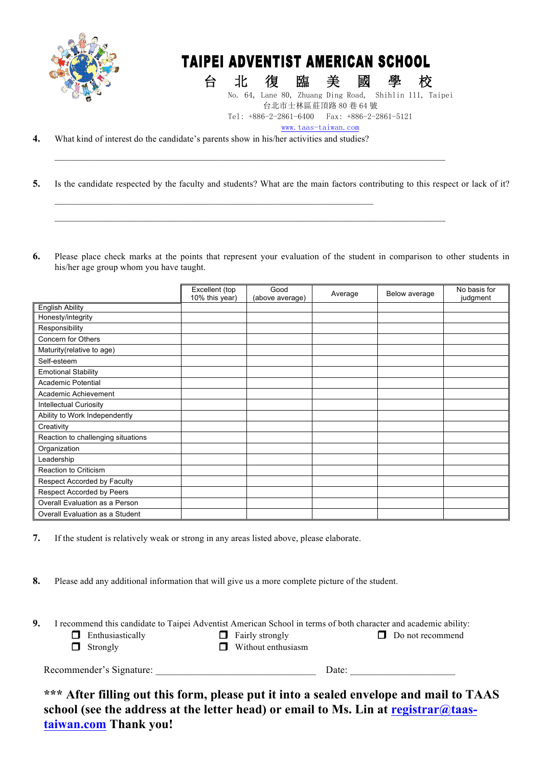# TAIPEI ADVENTIST AMERICAN SCHOOL

台 北 復 臨 美 國 學 校

No. 64, Lane 80, Zhuang Ding Road, Shihlin 111, Taipei
台北市士林區莊頂路 80 巷 64 號
Tel: +886-2-2861-6400 Fax: +886-2-2861-5121
www.taas-taiwan.com

**4.** What kind of interest do the candidate's parents show in his/her activities and studies?

______________________________________________________________________________

**5.** Is the candidate respected by the faculty and students? What are the main factors contributing to this respect or lack of it?

__________________________________________________________________

______________________________________________________________________________

**6.** Please place check marks at the points that represent your evaluation of the student in comparison to other students in his/her age group whom you have taught.

| | Excellent (top 10% this year) | Good (above average) | Average | Below average | No basis for judgment |
|---|---|---|---|---|---|
| English Ability | | | | | |
| Honesty/integrity | | | | | |
| Responsibility | | | | | |
| Concern for Others | | | | | |
| Maturity(relative to age) | | | | | |
| Self-esteem | | | | | |
| Emotional Stability | | | | | |
| Academic Potential | | | | | |
| Academic Achievement | | | | | |
| Intellectual Curiosity | | | | | |
| Ability to Work Independently | | | | | |
| Creativity | | | | | |
| Reaction to challenging situations | | | | | |
| Organization | | | | | |
| Leadership | | | | | |
| Reaction to Criticism | | | | | |
| Respect Accorded by Faculty | | | | | |
| Respect Accorded by Peers | | | | | |
| Overall Evaluation as a Person | | | | | |
| Overall Evaluation as a Student | | | | | |

**7.** If the student is relatively weak or strong in any areas listed above, please elaborate.

**8.** Please add any additional information that will give us a more complete picture of the student.

**9.** I recommend this candidate to Taipei Adventist American School in terms of both character and academic ability:

- ❒ Enthusiastically
- ❒ Strongly
- ❒ Fairly strongly
- ❒ Without enthusiasm
- ❒ Do not recommend

Recommender's Signature: ________________________________ Date: _____________________

**\*\*\* After filling out this form, please put it into a sealed envelope and mail to TAAS school (see the address at the letter head) or email to Ms. Lin at registrar@taas-taiwan.com Thank you!**